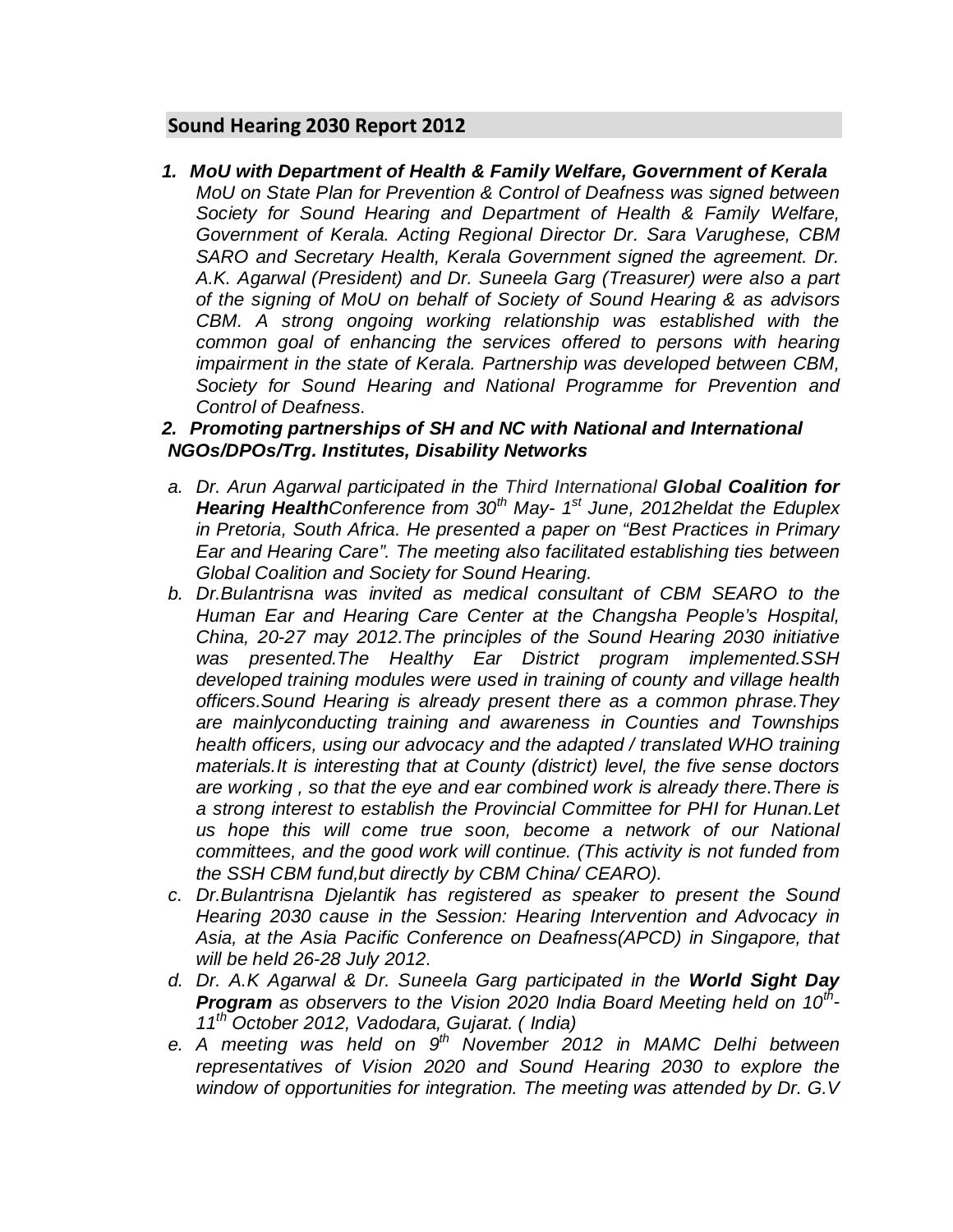## Sound Hearing 2030 Report 2012

1. ***MoU with Department of Health & Family Welfare, Government of Kerala***
   *MoU on State Plan for Prevention & Control of Deafness was signed between Society for Sound Hearing and Department of Health & Family Welfare, Government of Kerala. Acting Regional Director Dr. Sara Varughese, CBM SARO and Secretary Health, Kerala Government signed the agreement. Dr. A.K. Agarwal (President) and Dr. Suneela Garg (Treasurer) were also a part of the signing of MoU on behalf of Society of Sound Hearing & as advisors CBM. A strong ongoing working relationship was established with the common goal of enhancing the services offered to persons with hearing impairment in the state of Kerala. Partnership was developed between CBM, Society for Sound Hearing and National Programme for Prevention and Control of Deafness.*

2. ***Promoting partnerships of SH and NC with National and International NGOs/DPOs/Trg. Institutes, Disability Networks***

   a. *Dr. Arun Agarwal participated in the Third International **Global Coalition for Hearing Health**Conference from 30th May- 1st June, 2012heldat the Eduplex in Pretoria, South Africa. He presented a paper on "Best Practices in Primary Ear and Hearing Care". The meeting also facilitated establishing ties between Global Coalition and Society for Sound Hearing.*

   b. *Dr.Bulantrisna was invited as medical consultant of CBM SEARO to the Human Ear and Hearing Care Center at the Changsha People's Hospital, China, 20-27 may 2012.The principles of the Sound Hearing 2030 initiative was presented.The Healthy Ear District program implemented.SSH developed training modules were used in training of county and village health officers.Sound Hearing is already present there as a common phrase.They are mainlyconducting training and awareness in Counties and Townships health officers, using our advocacy and the adapted / translated WHO training materials.It is interesting that at County (district) level, the five sense doctors are working , so that the eye and ear combined work is already there.There is a strong interest to establish the Provincial Committee for PHI for Hunan.Let us hope this will come true soon, become a network of our National committees, and the good work will continue. (This activity is not funded from the SSH CBM fund,but directly by CBM China/ CEARO).*

   c. *Dr.Bulantrisna Djelantik has registered as speaker to present the Sound Hearing 2030 cause in the Session: Hearing Intervention and Advocacy in Asia, at the Asia Pacific Conference on Deafness(APCD) in Singapore, that will be held 26-28 July 2012.*

   d. *Dr. A.K Agarwal & Dr. Suneela Garg participated in the **World Sight Day Program** as observers to the Vision 2020 India Board Meeting held on 10th-11th October 2012, Vadodara, Gujarat. ( India)*

   e. *A meeting was held on 9th November 2012 in MAMC Delhi between representatives of Vision 2020 and Sound Hearing 2030 to explore the window of opportunities for integration. The meeting was attended by Dr. G.V*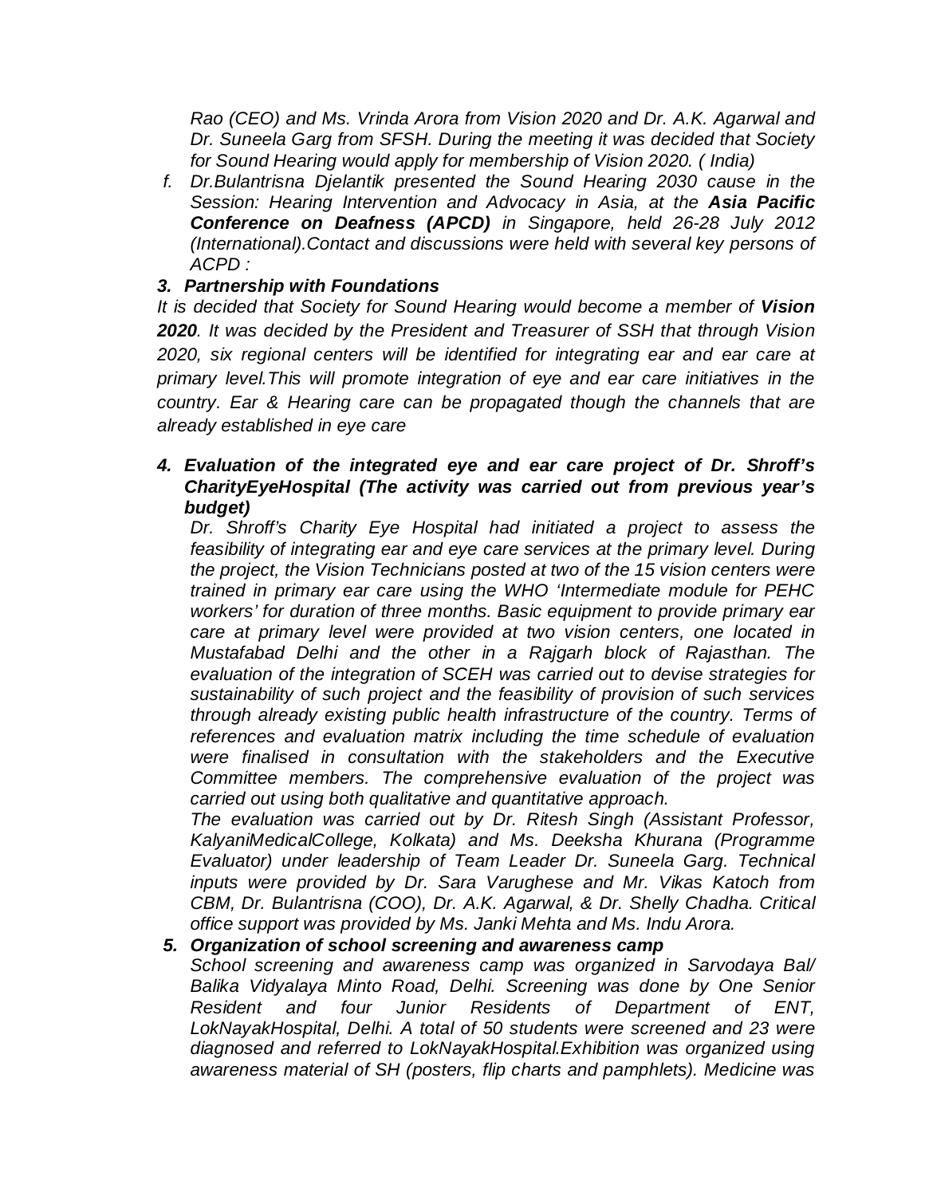*Rao (CEO) and Ms. Vrinda Arora from Vision 2020 and Dr. A.K. Agarwal and Dr. Suneela Garg from SFSH. During the meeting it was decided that Society for Sound Hearing would apply for membership of Vision 2020. ( India)*

*f. Dr.Bulantrisna Djelantik presented the Sound Hearing 2030 cause in the Session: Hearing Intervention and Advocacy in Asia, at the* ***Asia Pacific Conference on Deafness (APCD)*** *in Singapore, held 26-28 July 2012 (International).Contact and discussions were held with several key persons of ACPD :*

***3. Partnership with Foundations***

*It is decided that Society for Sound Hearing would become a member of* ***Vision 2020****. It was decided by the President and Treasurer of SSH that through Vision 2020, six regional centers will be identified for integrating ear and ear care at primary level.This will promote integration of eye and ear care initiatives in the country. Ear & Hearing care can be propagated though the channels that are already established in eye care*

***4. Evaluation of the integrated eye and ear care project of Dr. Shroff's CharityEyeHospital (The activity was carried out from previous year's budget)***

*Dr. Shroff's Charity Eye Hospital had initiated a project to assess the feasibility of integrating ear and eye care services at the primary level. During the project, the Vision Technicians posted at two of the 15 vision centers were trained in primary ear care using the WHO 'Intermediate module for PEHC workers' for duration of three months. Basic equipment to provide primary ear care at primary level were provided at two vision centers, one located in Mustafabad Delhi and the other in a Rajgarh block of Rajasthan. The evaluation of the integration of SCEH was carried out to devise strategies for sustainability of such project and the feasibility of provision of such services through already existing public health infrastructure of the country. Terms of references and evaluation matrix including the time schedule of evaluation were finalised in consultation with the stakeholders and the Executive Committee members. The comprehensive evaluation of the project was carried out using both qualitative and quantitative approach.*

*The evaluation was carried out by Dr. Ritesh Singh (Assistant Professor, KalyaniMedicalCollege, Kolkata) and Ms. Deeksha Khurana (Programme Evaluator) under leadership of Team Leader Dr. Suneela Garg. Technical inputs were provided by Dr. Sara Varughese and Mr. Vikas Katoch from CBM, Dr. Bulantrisna (COO), Dr. A.K. Agarwal, & Dr. Shelly Chadha. Critical office support was provided by Ms. Janki Mehta and Ms. Indu Arora.*

***5. Organization of school screening and awareness camp***

*School screening and awareness camp was organized in Sarvodaya Bal/ Balika Vidyalaya Minto Road, Delhi. Screening was done by One Senior Resident and four Junior Residents of Department of ENT, LokNayakHospital, Delhi. A total of 50 students were screened and 23 were diagnosed and referred to LokNayakHospital.Exhibition was organized using awareness material of SH (posters, flip charts and pamphlets). Medicine was*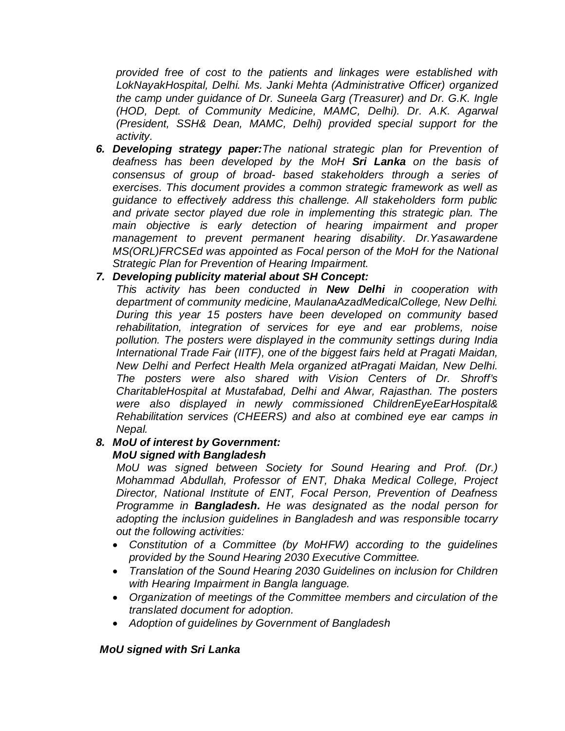*provided free of cost to the patients and linkages were established with LokNayakHospital, Delhi. Ms. Janki Mehta (Administrative Officer) organized the camp under guidance of Dr. Suneela Garg (Treasurer) and Dr. G.K. Ingle (HOD, Dept. of Community Medicine, MAMC, Delhi). Dr. A.K. Agarwal (President, SSH& Dean, MAMC, Delhi) provided special support for the activity.*

6. ***Developing strategy paper:****The national strategic plan for Prevention of deafness has been developed by the MoH* ***Sri Lanka*** *on the basis of consensus of group of broad- based stakeholders through a series of exercises. This document provides a common strategic framework as well as guidance to effectively address this challenge. All stakeholders form public and private sector played due role in implementing this strategic plan. The main objective is early detection of hearing impairment and proper management to prevent permanent hearing disability. Dr.Yasawardene MS(ORL)FRCSEd was appointed as Focal person of the MoH for the National Strategic Plan for Prevention of Hearing Impairment.*

7. ***Developing publicity material about SH Concept:***

   *This activity has been conducted in* ***New Delhi*** *in cooperation with department of community medicine, MaulanaAzadMedicalCollege, New Delhi. During this year 15 posters have been developed on community based rehabilitation, integration of services for eye and ear problems, noise pollution. The posters were displayed in the community settings during India International Trade Fair (IITF), one of the biggest fairs held at Pragati Maidan, New Delhi and Perfect Health Mela organized atPragati Maidan, New Delhi. The posters were also shared with Vision Centers of Dr. Shroff's CharitableHospital at Mustafabad, Delhi and Alwar, Rajasthan. The posters were also displayed in newly commissioned ChildrenEyeEarHospital& Rehabilitation services (CHEERS) and also at combined eye ear camps in Nepal.*

8. ***MoU of interest by Government:***

   ***MoU signed with Bangladesh***

   *MoU was signed between Society for Sound Hearing and Prof. (Dr.) Mohammad Abdullah, Professor of ENT, Dhaka Medical College, Project Director, National Institute of ENT, Focal Person, Prevention of Deafness Programme in* ***Bangladesh.*** *He was designated as the nodal person for adopting the inclusion guidelines in Bangladesh and was responsible tocarry out the following activities:*

   - *Constitution of a Committee (by MoHFW) according to the guidelines provided by the Sound Hearing 2030 Executive Committee.*
   - *Translation of the Sound Hearing 2030 Guidelines on inclusion for Children with Hearing Impairment in Bangla language.*
   - *Organization of meetings of the Committee members and circulation of the translated document for adoption.*
   - *Adoption of guidelines by Government of Bangladesh*

***MoU signed with Sri Lanka***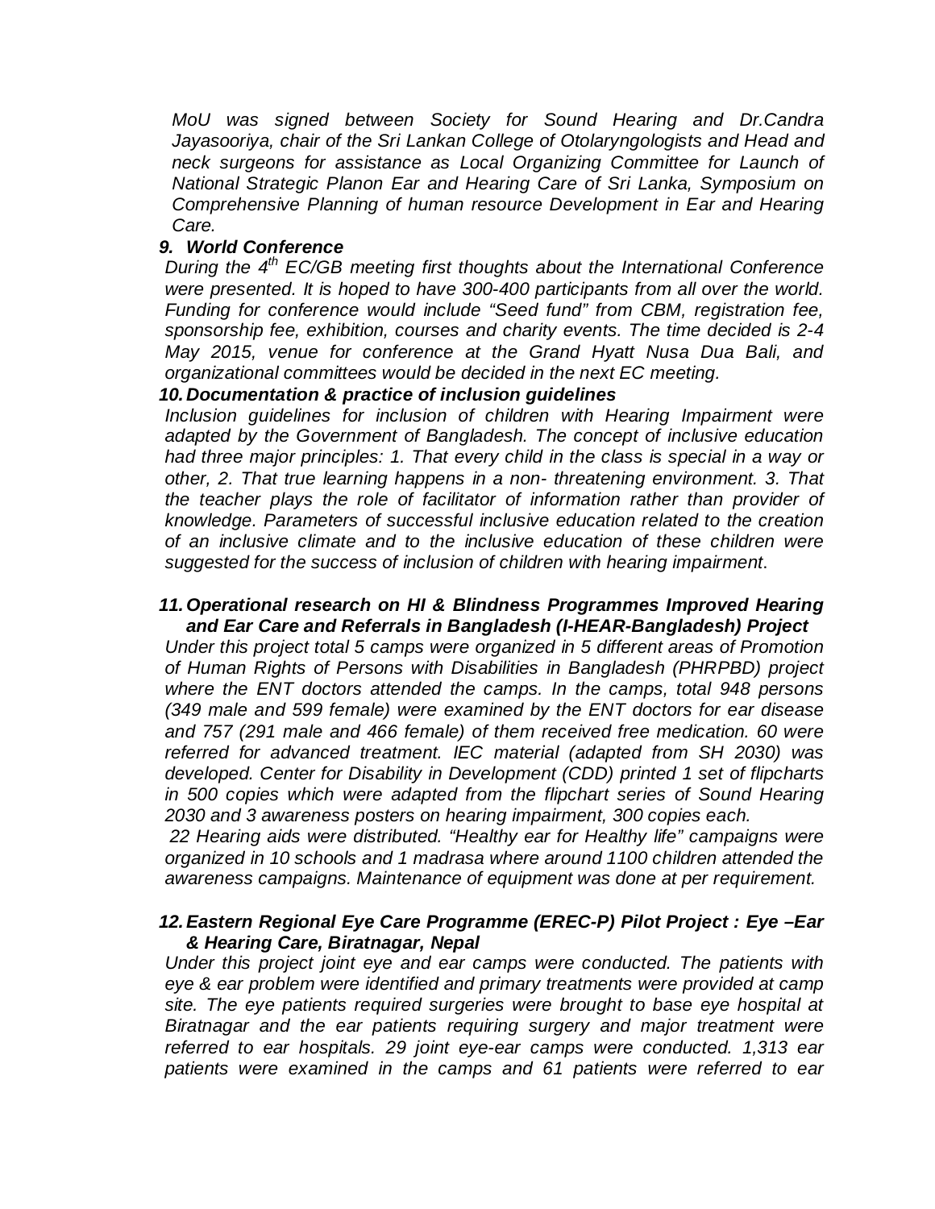*MoU was signed between Society for Sound Hearing and Dr.Candra Jayasooriya, chair of the Sri Lankan College of Otolaryngologists and Head and neck surgeons for assistance as Local Organizing Committee for Launch of National Strategic Planon Ear and Hearing Care of Sri Lanka, Symposium on Comprehensive Planning of human resource Development in Ear and Hearing Care.*

***9. World Conference***

*During the 4th EC/GB meeting first thoughts about the International Conference were presented. It is hoped to have 300-400 participants from all over the world. Funding for conference would include "Seed fund" from CBM, registration fee, sponsorship fee, exhibition, courses and charity events. The time decided is 2-4 May 2015, venue for conference at the Grand Hyatt Nusa Dua Bali, and organizational committees would be decided in the next EC meeting.*

***10. Documentation & practice of inclusion guidelines***

*Inclusion guidelines for inclusion of children with Hearing Impairment were adapted by the Government of Bangladesh. The concept of inclusive education had three major principles: 1. That every child in the class is special in a way or other, 2. That true learning happens in a non- threatening environment. 3. That the teacher plays the role of facilitator of information rather than provider of knowledge. Parameters of successful inclusive education related to the creation of an inclusive climate and to the inclusive education of these children were suggested for the success of inclusion of children with hearing impairment.*

***11. Operational research on HI & Blindness Programmes Improved Hearing and Ear Care and Referrals in Bangladesh (I-HEAR-Bangladesh) Project***

*Under this project total 5 camps were organized in 5 different areas of Promotion of Human Rights of Persons with Disabilities in Bangladesh (PHRPBD) project where the ENT doctors attended the camps. In the camps, total 948 persons (349 male and 599 female) were examined by the ENT doctors for ear disease and 757 (291 male and 466 female) of them received free medication. 60 were referred for advanced treatment. IEC material (adapted from SH 2030) was developed. Center for Disability in Development (CDD) printed 1 set of flipcharts in 500 copies which were adapted from the flipchart series of Sound Hearing 2030 and 3 awareness posters on hearing impairment, 300 copies each.*

*22 Hearing aids were distributed. "Healthy ear for Healthy life" campaigns were organized in 10 schools and 1 madrasa where around 1100 children attended the awareness campaigns. Maintenance of equipment was done at per requirement.*

***12. Eastern Regional Eye Care Programme (EREC-P) Pilot Project : Eye –Ear & Hearing Care, Biratnagar, Nepal***

*Under this project joint eye and ear camps were conducted. The patients with eye & ear problem were identified and primary treatments were provided at camp site. The eye patients required surgeries were brought to base eye hospital at Biratnagar and the ear patients requiring surgery and major treatment were referred to ear hospitals. 29 joint eye-ear camps were conducted. 1,313 ear patients were examined in the camps and 61 patients were referred to ear*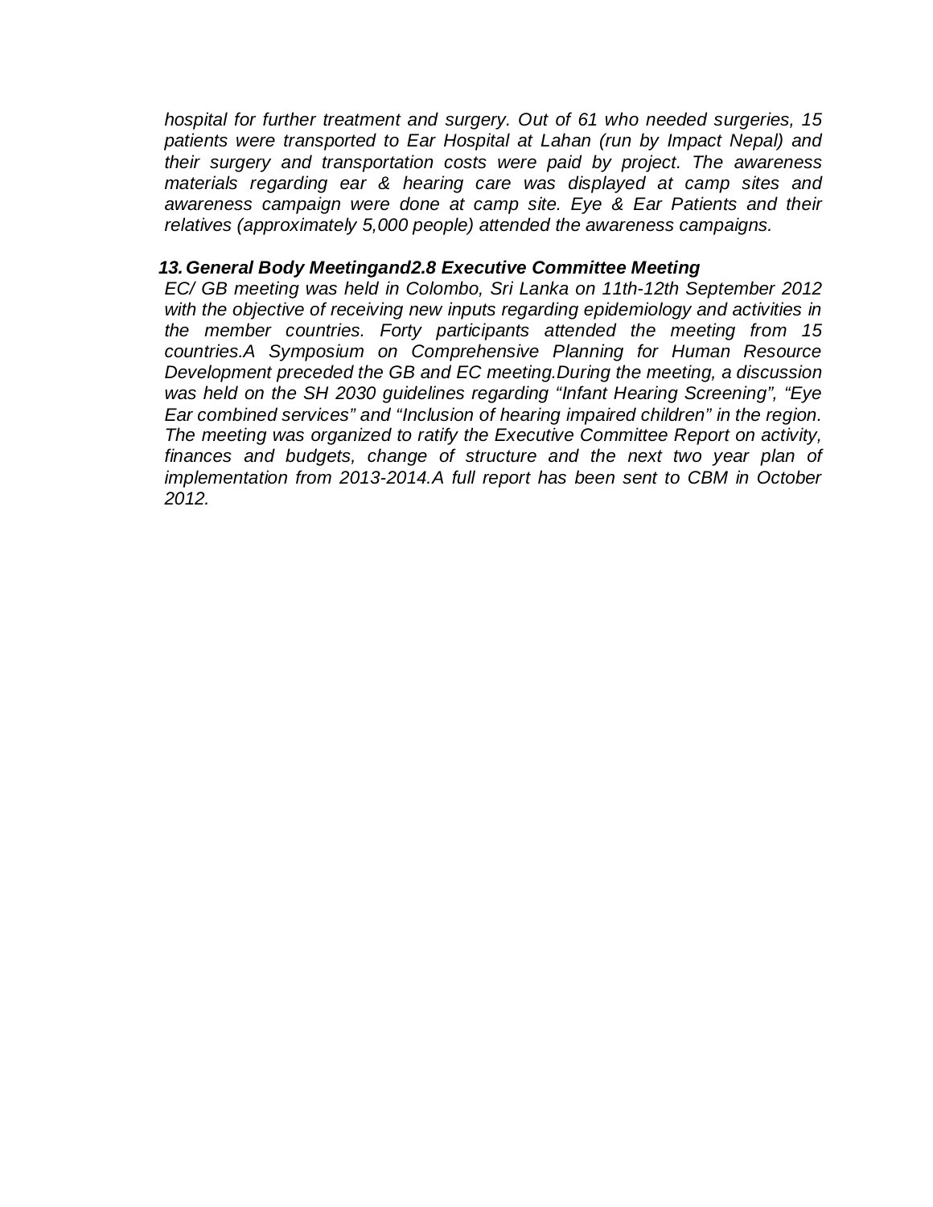*hospital for further treatment and surgery. Out of 61 who needed surgeries, 15 patients were transported to Ear Hospital at Lahan (run by Impact Nepal) and their surgery and transportation costs were paid by project. The awareness materials regarding ear & hearing care was displayed at camp sites and awareness campaign were done at camp site. Eye & Ear Patients and their relatives (approximately 5,000 people) attended the awareness campaigns.*

***13. General Body Meetingand2.8 Executive Committee Meeting***

*EC/ GB meeting was held in Colombo, Sri Lanka on 11th-12th September 2012 with the objective of receiving new inputs regarding epidemiology and activities in the member countries. Forty participants attended the meeting from 15 countries.A Symposium on Comprehensive Planning for Human Resource Development preceded the GB and EC meeting.During the meeting, a discussion was held on the SH 2030 guidelines regarding "Infant Hearing Screening", "Eye Ear combined services" and "Inclusion of hearing impaired children" in the region. The meeting was organized to ratify the Executive Committee Report on activity, finances and budgets, change of structure and the next two year plan of implementation from 2013-2014.A full report has been sent to CBM in October 2012.*